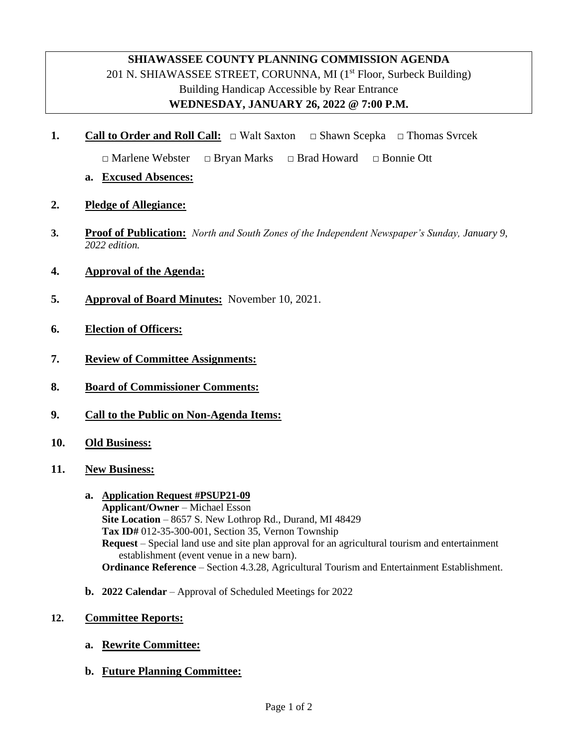**SHIAWASSEE COUNTY PLANNING COMMISSION AGENDA**
201 N. SHIAWASSEE STREET, CORUNNA, MI (1st Floor, Surbeck Building)
Building Handicap Accessible by Rear Entrance
**WEDNESDAY, JANUARY 26, 2022 @ 7:00 P.M.**

**1. Call to Order and Roll Call:** □ Walt Saxton □ Shawn Scepka □ Thomas Svrcek

□ Marlene Webster □ Bryan Marks □ Brad Howard □ Bonnie Ott

**a. Excused Absences:**

**2. Pledge of Allegiance:**

**3. Proof of Publication:** *North and South Zones of the Independent Newspaper's Sunday, January 9, 2022 edition.*

**4. Approval of the Agenda:**

**5. Approval of Board Minutes:** November 10, 2021.

**6. Election of Officers:**

**7. Review of Committee Assignments:**

**8. Board of Commissioner Comments:**

**9. Call to the Public on Non-Agenda Items:**

**10. Old Business:**

**11. New Business:**

**a. Application Request #PSUP21-09**
**Applicant/Owner** – Michael Esson
**Site Location** – 8657 S. New Lothrop Rd., Durand, MI 48429
**Tax ID#** 012-35-300-001, Section 35, Vernon Township
**Request** – Special land use and site plan approval for an agricultural tourism and entertainment establishment (event venue in a new barn).
**Ordinance Reference** – Section 4.3.28, Agricultural Tourism and Entertainment Establishment.

**b. 2022 Calendar** – Approval of Scheduled Meetings for 2022

**12. Committee Reports:**

**a. Rewrite Committee:**

**b. Future Planning Committee:**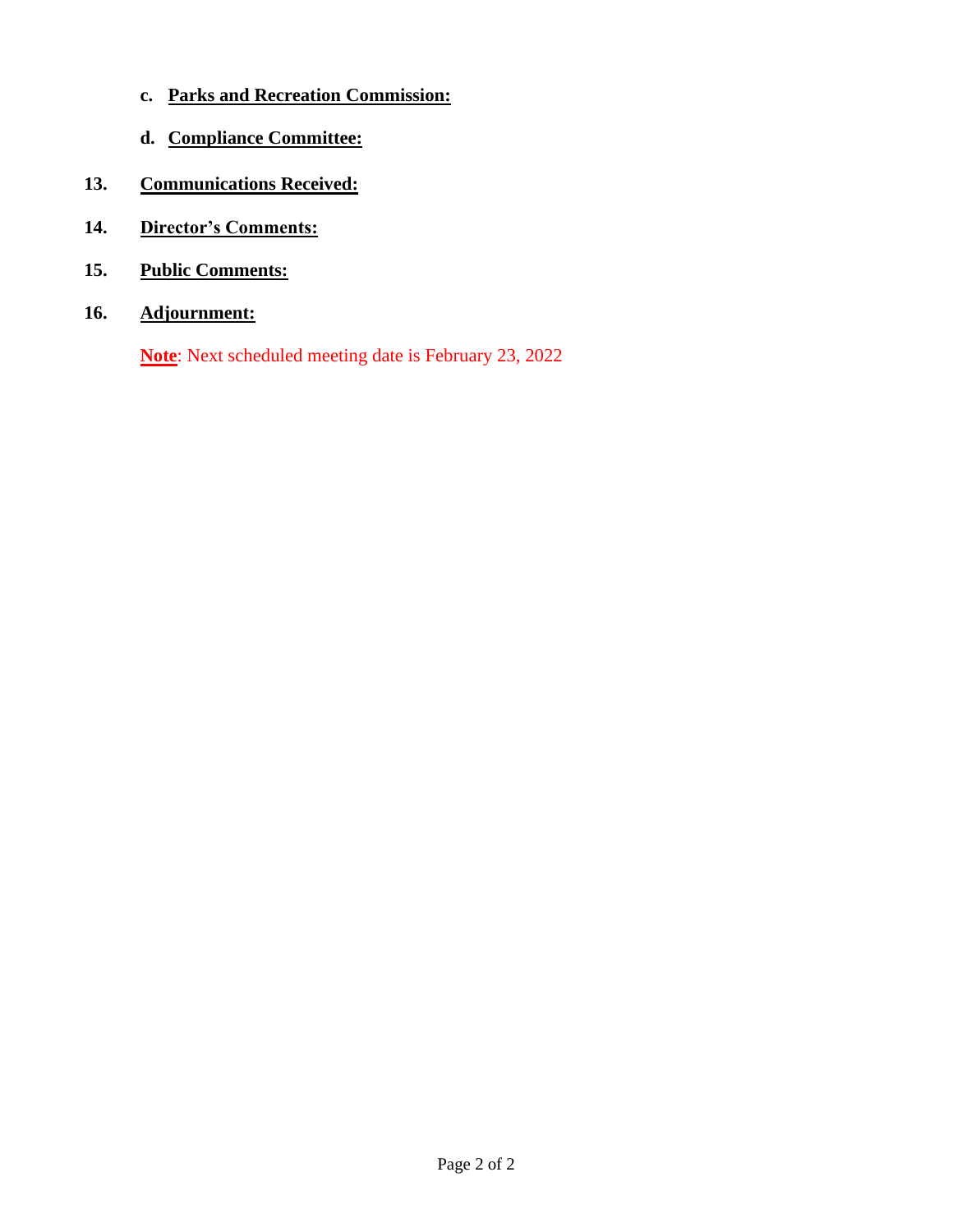c. **Parks and Recreation Commission:**

d. **Compliance Committee:**

13. **Communications Received:**

14. **Director's Comments:**

15. **Public Comments:**

16. **Adjournment:**

**Note**: Next scheduled meeting date is February 23, 2022